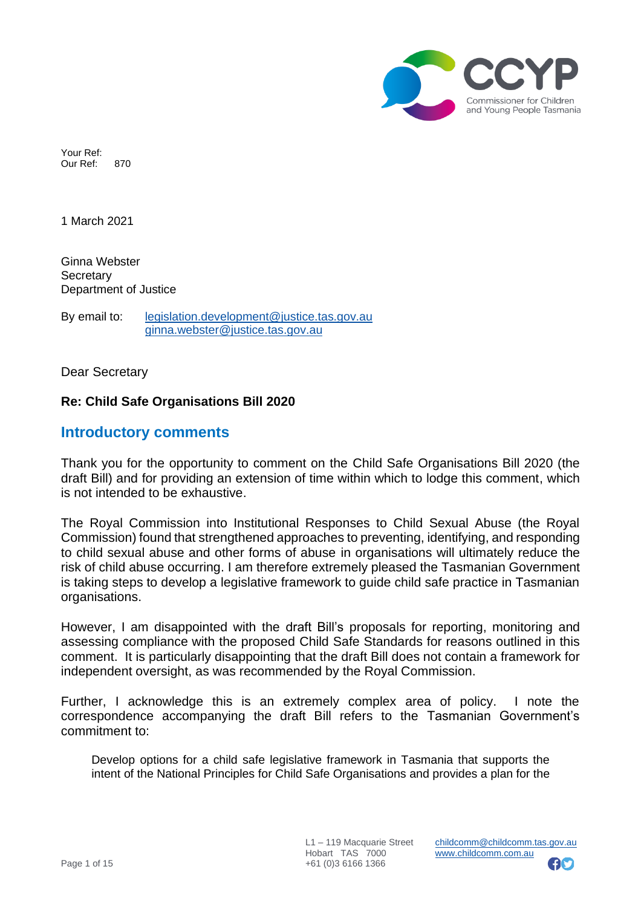Your Ref:
Our Ref: 870

1 March 2021

Ginna Webster
Secretary
Department of Justice

By email to: legislation.development@justice.tas.gov.au
ginna.webster@justice.tas.gov.au

Dear Secretary

**Re: Child Safe Organisations Bill 2020**

## Introductory comments

Thank you for the opportunity to comment on the Child Safe Organisations Bill 2020 (the draft Bill) and for providing an extension of time within which to lodge this comment, which is not intended to be exhaustive.

The Royal Commission into Institutional Responses to Child Sexual Abuse (the Royal Commission) found that strengthened approaches to preventing, identifying, and responding to child sexual abuse and other forms of abuse in organisations will ultimately reduce the risk of child abuse occurring. I am therefore extremely pleased the Tasmanian Government is taking steps to develop a legislative framework to guide child safe practice in Tasmanian organisations.

However, I am disappointed with the draft Bill's proposals for reporting, monitoring and assessing compliance with the proposed Child Safe Standards for reasons outlined in this comment. It is particularly disappointing that the draft Bill does not contain a framework for independent oversight, as was recommended by the Royal Commission.

Further, I acknowledge this is an extremely complex area of policy. I note the correspondence accompanying the draft Bill refers to the Tasmanian Government's commitment to:

> Develop options for a child safe legislative framework in Tasmania that supports the intent of the National Principles for Child Safe Organisations and provides a plan for the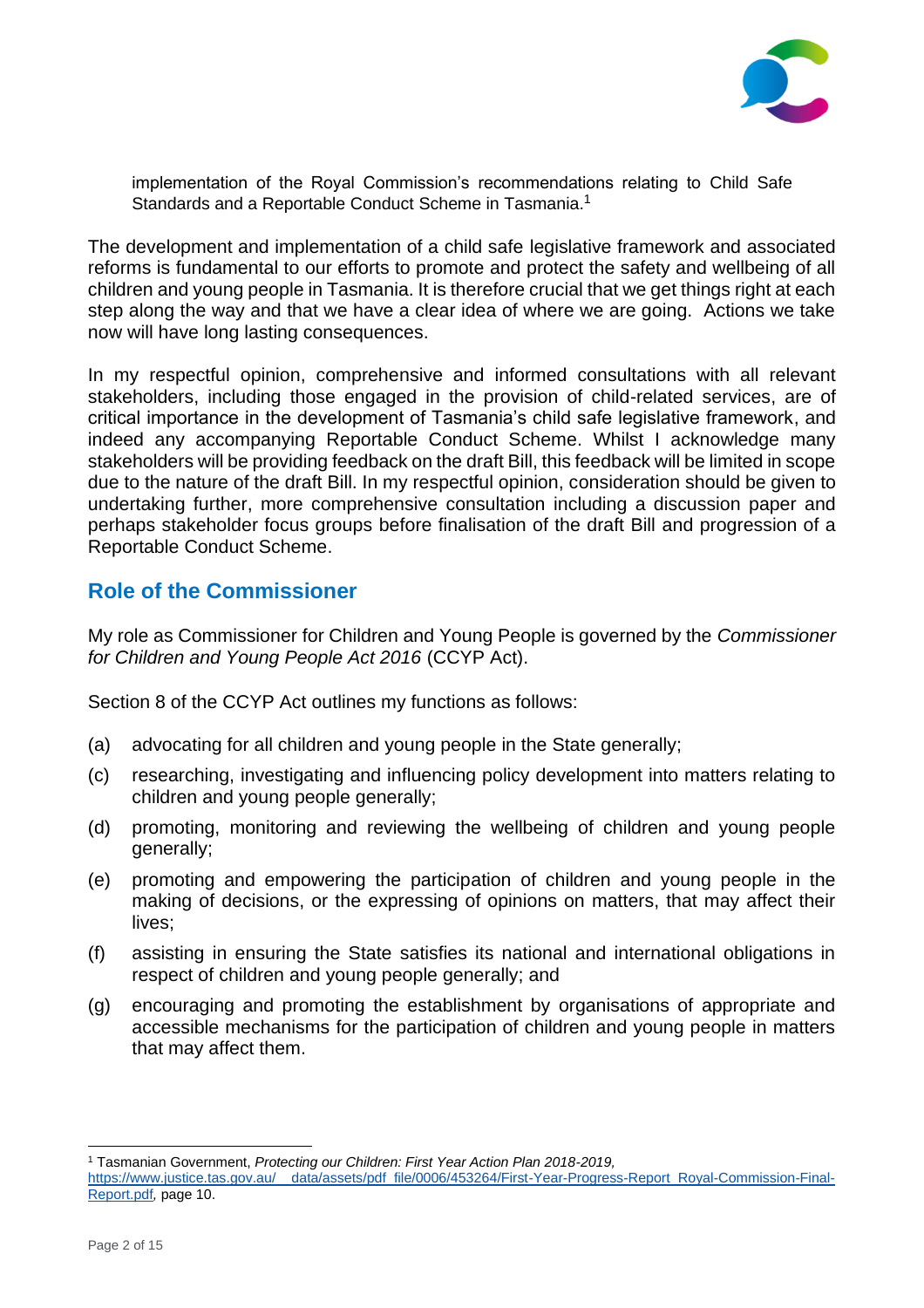implementation of the Royal Commission's recommendations relating to Child Safe Standards and a Reportable Conduct Scheme in Tasmania.[1]

The development and implementation of a child safe legislative framework and associated reforms is fundamental to our efforts to promote and protect the safety and wellbeing of all children and young people in Tasmania. It is therefore crucial that we get things right at each step along the way and that we have a clear idea of where we are going. Actions we take now will have long lasting consequences.

In my respectful opinion, comprehensive and informed consultations with all relevant stakeholders, including those engaged in the provision of child-related services, are of critical importance in the development of Tasmania's child safe legislative framework, and indeed any accompanying Reportable Conduct Scheme. Whilst I acknowledge many stakeholders will be providing feedback on the draft Bill, this feedback will be limited in scope due to the nature of the draft Bill. In my respectful opinion, consideration should be given to undertaking further, more comprehensive consultation including a discussion paper and perhaps stakeholder focus groups before finalisation of the draft Bill and progression of a Reportable Conduct Scheme.

## Role of the Commissioner

My role as Commissioner for Children and Young People is governed by the *Commissioner for Children and Young People Act 2016* (CCYP Act).

Section 8 of the CCYP Act outlines my functions as follows:

(a) advocating for all children and young people in the State generally;

(c) researching, investigating and influencing policy development into matters relating to children and young people generally;

(d) promoting, monitoring and reviewing the wellbeing of children and young people generally;

(e) promoting and empowering the participation of children and young people in the making of decisions, or the expressing of opinions on matters, that may affect their lives;

(f) assisting in ensuring the State satisfies its national and international obligations in respect of children and young people generally; and

(g) encouraging and promoting the establishment by organisations of appropriate and accessible mechanisms for the participation of children and young people in matters that may affect them.

---

[1] Tasmanian Government, *Protecting our Children: First Year Action Plan 2018-2019,* https://www.justice.tas.gov.au/__data/assets/pdf_file/0006/453264/First-Year-Progress-Report_Royal-Commission-Final-Report.pdf, page 10.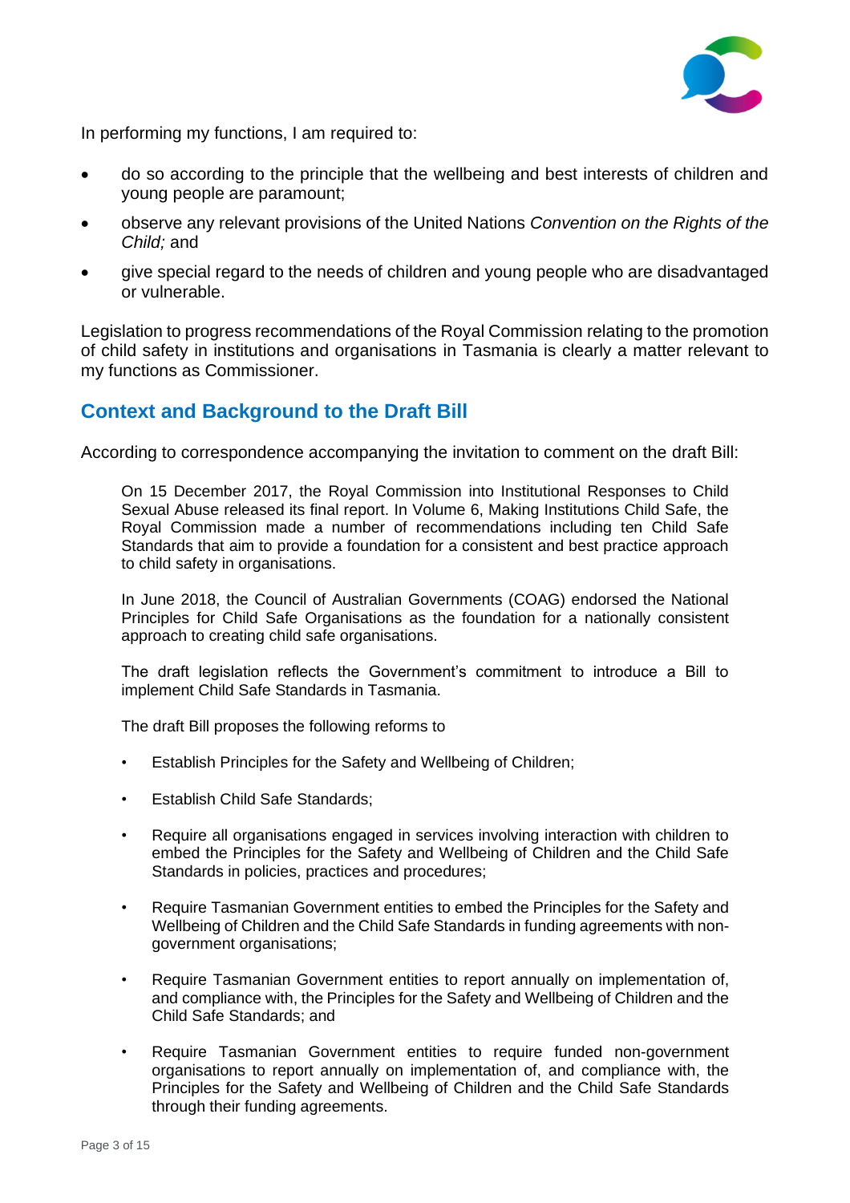In performing my functions, I am required to:

- do so according to the principle that the wellbeing and best interests of children and young people are paramount;
- observe any relevant provisions of the United Nations *Convention on the Rights of the Child;* and
- give special regard to the needs of children and young people who are disadvantaged or vulnerable.

Legislation to progress recommendations of the Royal Commission relating to the promotion of child safety in institutions and organisations in Tasmania is clearly a matter relevant to my functions as Commissioner.

## Context and Background to the Draft Bill

According to correspondence accompanying the invitation to comment on the draft Bill:

> On 15 December 2017, the Royal Commission into Institutional Responses to Child Sexual Abuse released its final report. In Volume 6, Making Institutions Child Safe, the Royal Commission made a number of recommendations including ten Child Safe Standards that aim to provide a foundation for a consistent and best practice approach to child safety in organisations.
>
> In June 2018, the Council of Australian Governments (COAG) endorsed the National Principles for Child Safe Organisations as the foundation for a nationally consistent approach to creating child safe organisations.
>
> The draft legislation reflects the Government's commitment to introduce a Bill to implement Child Safe Standards in Tasmania.
>
> The draft Bill proposes the following reforms to
>
> - Establish Principles for the Safety and Wellbeing of Children;
> - Establish Child Safe Standards;
> - Require all organisations engaged in services involving interaction with children to embed the Principles for the Safety and Wellbeing of Children and the Child Safe Standards in policies, practices and procedures;
> - Require Tasmanian Government entities to embed the Principles for the Safety and Wellbeing of Children and the Child Safe Standards in funding agreements with non-government organisations;
> - Require Tasmanian Government entities to report annually on implementation of, and compliance with, the Principles for the Safety and Wellbeing of Children and the Child Safe Standards; and
> - Require Tasmanian Government entities to require funded non-government organisations to report annually on implementation of, and compliance with, the Principles for the Safety and Wellbeing of Children and the Child Safe Standards through their funding agreements.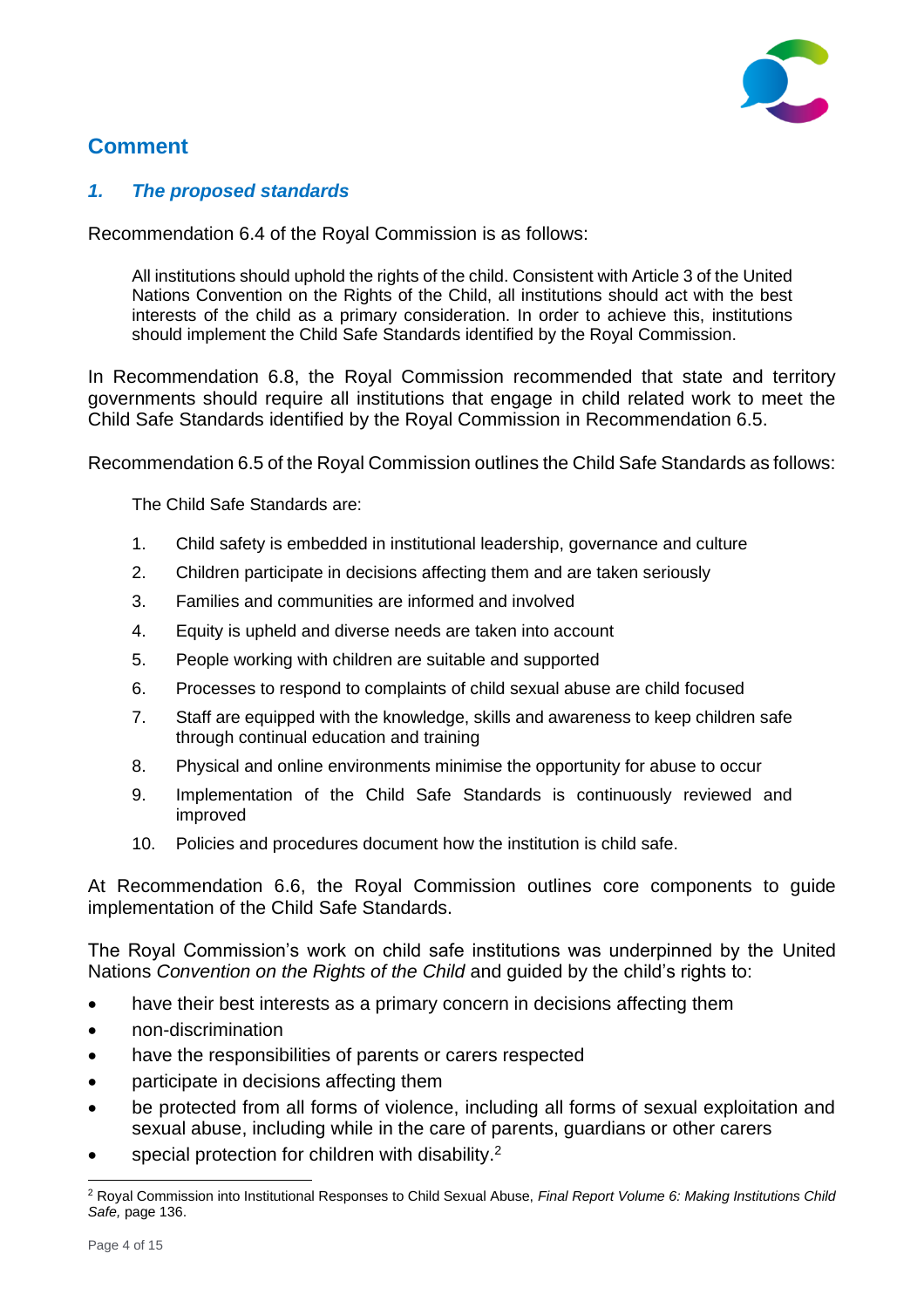## Comment

### *1. The proposed standards*

Recommendation 6.4 of the Royal Commission is as follows:

> All institutions should uphold the rights of the child. Consistent with Article 3 of the United Nations Convention on the Rights of the Child, all institutions should act with the best interests of the child as a primary consideration. In order to achieve this, institutions should implement the Child Safe Standards identified by the Royal Commission.

In Recommendation 6.8, the Royal Commission recommended that state and territory governments should require all institutions that engage in child related work to meet the Child Safe Standards identified by the Royal Commission in Recommendation 6.5.

Recommendation 6.5 of the Royal Commission outlines the Child Safe Standards as follows:

> The Child Safe Standards are:
>
> 1. Child safety is embedded in institutional leadership, governance and culture
> 2. Children participate in decisions affecting them and are taken seriously
> 3. Families and communities are informed and involved
> 4. Equity is upheld and diverse needs are taken into account
> 5. People working with children are suitable and supported
> 6. Processes to respond to complaints of child sexual abuse are child focused
> 7. Staff are equipped with the knowledge, skills and awareness to keep children safe through continual education and training
> 8. Physical and online environments minimise the opportunity for abuse to occur
> 9. Implementation of the Child Safe Standards is continuously reviewed and improved
> 10. Policies and procedures document how the institution is child safe.

At Recommendation 6.6, the Royal Commission outlines core components to guide implementation of the Child Safe Standards.

The Royal Commission's work on child safe institutions was underpinned by the United Nations *Convention on the Rights of the Child* and guided by the child's rights to:

- have their best interests as a primary concern in decisions affecting them
- non-discrimination
- have the responsibilities of parents or carers respected
- participate in decisions affecting them
- be protected from all forms of violence, including all forms of sexual exploitation and sexual abuse, including while in the care of parents, guardians or other carers
- special protection for children with disability.[2]

---

[2] Royal Commission into Institutional Responses to Child Sexual Abuse, *Final Report Volume 6: Making Institutions Child Safe,* page 136.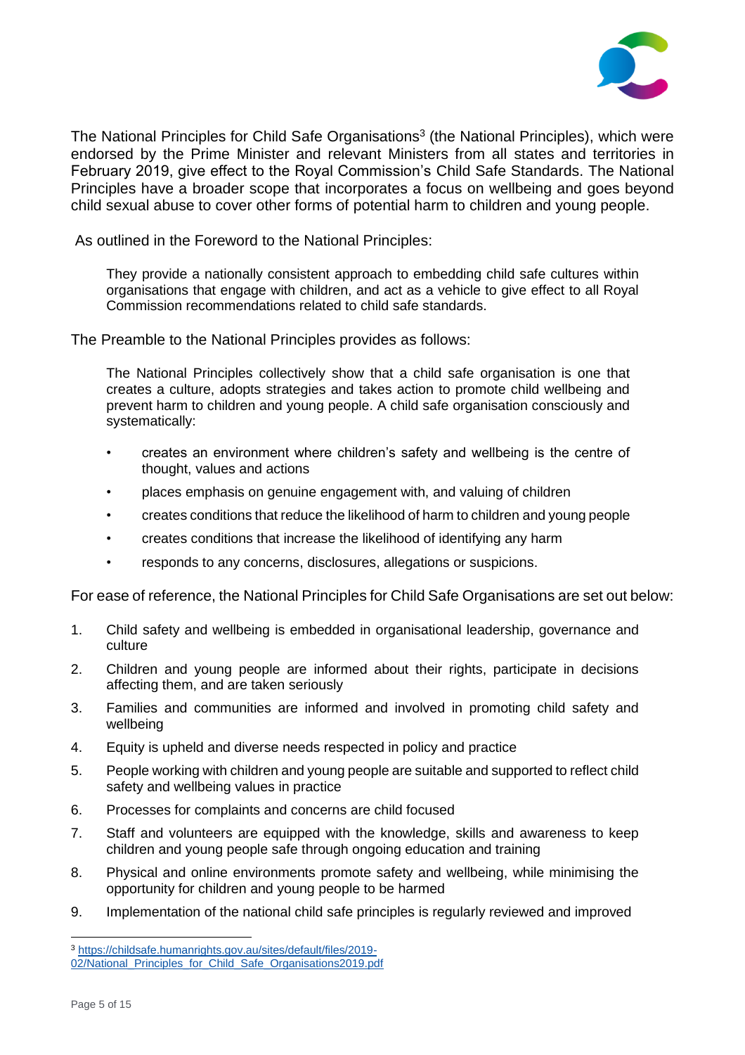The National Principles for Child Safe Organisations[3] (the National Principles), which were endorsed by the Prime Minister and relevant Ministers from all states and territories in February 2019, give effect to the Royal Commission's Child Safe Standards. The National Principles have a broader scope that incorporates a focus on wellbeing and goes beyond child sexual abuse to cover other forms of potential harm to children and young people.

As outlined in the Foreword to the National Principles:

> They provide a nationally consistent approach to embedding child safe cultures within organisations that engage with children, and act as a vehicle to give effect to all Royal Commission recommendations related to child safe standards.

The Preamble to the National Principles provides as follows:

> The National Principles collectively show that a child safe organisation is one that creates a culture, adopts strategies and takes action to promote child wellbeing and prevent harm to children and young people. A child safe organisation consciously and systematically:
>
> - creates an environment where children's safety and wellbeing is the centre of thought, values and actions
> - places emphasis on genuine engagement with, and valuing of children
> - creates conditions that reduce the likelihood of harm to children and young people
> - creates conditions that increase the likelihood of identifying any harm
> - responds to any concerns, disclosures, allegations or suspicions.

For ease of reference, the National Principles for Child Safe Organisations are set out below:

1. Child safety and wellbeing is embedded in organisational leadership, governance and culture
2. Children and young people are informed about their rights, participate in decisions affecting them, and are taken seriously
3. Families and communities are informed and involved in promoting child safety and wellbeing
4. Equity is upheld and diverse needs respected in policy and practice
5. People working with children and young people are suitable and supported to reflect child safety and wellbeing values in practice
6. Processes for complaints and concerns are child focused
7. Staff and volunteers are equipped with the knowledge, skills and awareness to keep children and young people safe through ongoing education and training
8. Physical and online environments promote safety and wellbeing, while minimising the opportunity for children and young people to be harmed
9. Implementation of the national child safe principles is regularly reviewed and improved

---

[3] https://childsafe.humanrights.gov.au/sites/default/files/2019-02/National_Principles_for_Child_Safe_Organisations2019.pdf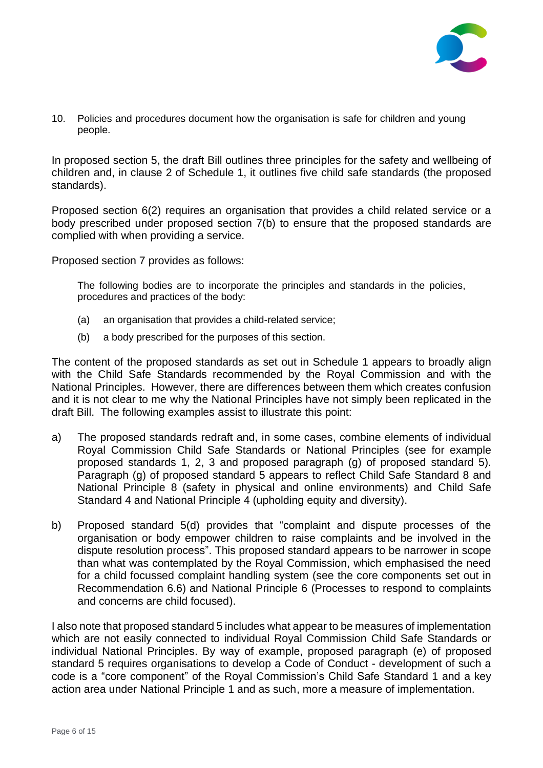10. Policies and procedures document how the organisation is safe for children and young people.

In proposed section 5, the draft Bill outlines three principles for the safety and wellbeing of children and, in clause 2 of Schedule 1, it outlines five child safe standards (the proposed standards).

Proposed section 6(2) requires an organisation that provides a child related service or a body prescribed under proposed section 7(b) to ensure that the proposed standards are complied with when providing a service.

Proposed section 7 provides as follows:

> The following bodies are to incorporate the principles and standards in the policies, procedures and practices of the body:
>
> (a) an organisation that provides a child-related service;
>
> (b) a body prescribed for the purposes of this section.

The content of the proposed standards as set out in Schedule 1 appears to broadly align with the Child Safe Standards recommended by the Royal Commission and with the National Principles. However, there are differences between them which creates confusion and it is not clear to me why the National Principles have not simply been replicated in the draft Bill. The following examples assist to illustrate this point:

a) The proposed standards redraft and, in some cases, combine elements of individual Royal Commission Child Safe Standards or National Principles (see for example proposed standards 1, 2, 3 and proposed paragraph (g) of proposed standard 5). Paragraph (g) of proposed standard 5 appears to reflect Child Safe Standard 8 and National Principle 8 (safety in physical and online environments) and Child Safe Standard 4 and National Principle 4 (upholding equity and diversity).

b) Proposed standard 5(d) provides that "complaint and dispute processes of the organisation or body empower children to raise complaints and be involved in the dispute resolution process". This proposed standard appears to be narrower in scope than what was contemplated by the Royal Commission, which emphasised the need for a child focussed complaint handling system (see the core components set out in Recommendation 6.6) and National Principle 6 (Processes to respond to complaints and concerns are child focused).

I also note that proposed standard 5 includes what appear to be measures of implementation which are not easily connected to individual Royal Commission Child Safe Standards or individual National Principles. By way of example, proposed paragraph (e) of proposed standard 5 requires organisations to develop a Code of Conduct - development of such a code is a "core component" of the Royal Commission's Child Safe Standard 1 and a key action area under National Principle 1 and as such, more a measure of implementation.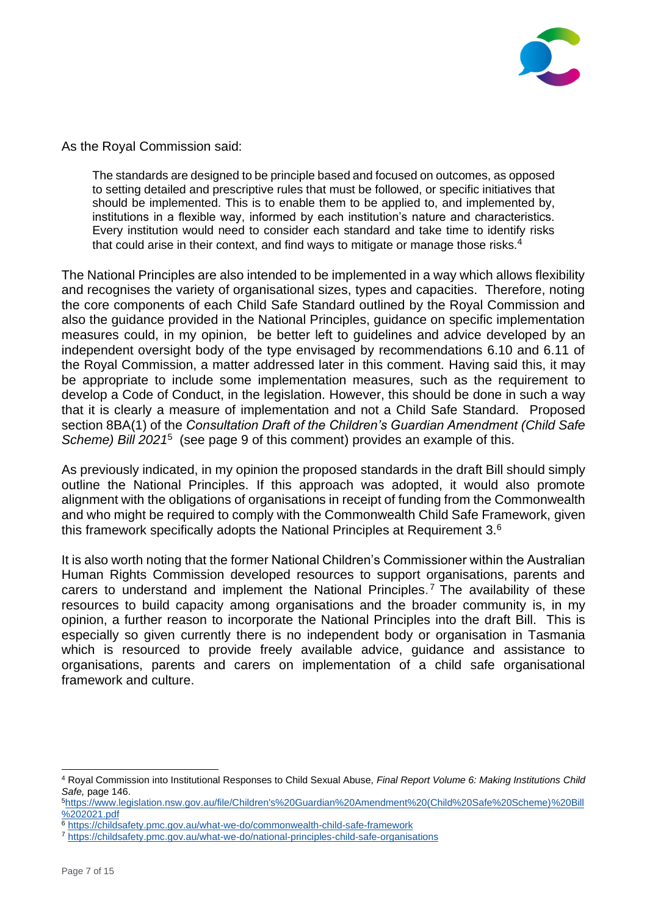As the Royal Commission said:

> The standards are designed to be principle based and focused on outcomes, as opposed to setting detailed and prescriptive rules that must be followed, or specific initiatives that should be implemented. This is to enable them to be applied to, and implemented by, institutions in a flexible way, informed by each institution's nature and characteristics. Every institution would need to consider each standard and take time to identify risks that could arise in their context, and find ways to mitigate or manage those risks.[4]

The National Principles are also intended to be implemented in a way which allows flexibility and recognises the variety of organisational sizes, types and capacities. Therefore, noting the core components of each Child Safe Standard outlined by the Royal Commission and also the guidance provided in the National Principles, guidance on specific implementation measures could, in my opinion, be better left to guidelines and advice developed by an independent oversight body of the type envisaged by recommendations 6.10 and 6.11 of the Royal Commission, a matter addressed later in this comment. Having said this, it may be appropriate to include some implementation measures, such as the requirement to develop a Code of Conduct, in the legislation. However, this should be done in such a way that it is clearly a measure of implementation and not a Child Safe Standard. Proposed section 8BA(1) of the *Consultation Draft of the Children's Guardian Amendment (Child Safe Scheme) Bill 2021*[5] (see page 9 of this comment) provides an example of this.

As previously indicated, in my opinion the proposed standards in the draft Bill should simply outline the National Principles. If this approach was adopted, it would also promote alignment with the obligations of organisations in receipt of funding from the Commonwealth and who might be required to comply with the Commonwealth Child Safe Framework, given this framework specifically adopts the National Principles at Requirement 3.[6]

It is also worth noting that the former National Children's Commissioner within the Australian Human Rights Commission developed resources to support organisations, parents and carers to understand and implement the National Principles.[7] The availability of these resources to build capacity among organisations and the broader community is, in my opinion, a further reason to incorporate the National Principles into the draft Bill. This is especially so given currently there is no independent body or organisation in Tasmania which is resourced to provide freely available advice, guidance and assistance to organisations, parents and carers on implementation of a child safe organisational framework and culture.

---

[4] Royal Commission into Institutional Responses to Child Sexual Abuse, *Final Report Volume 6: Making Institutions Child Safe,* page 146.

[5] https://www.legislation.nsw.gov.au/file/Children's%20Guardian%20Amendment%20(Child%20Safe%20Scheme)%20Bill%202021.pdf

[6] https://childsafety.pmc.gov.au/what-we-do/commonwealth-child-safe-framework

[7] https://childsafety.pmc.gov.au/what-we-do/national-principles-child-safe-organisations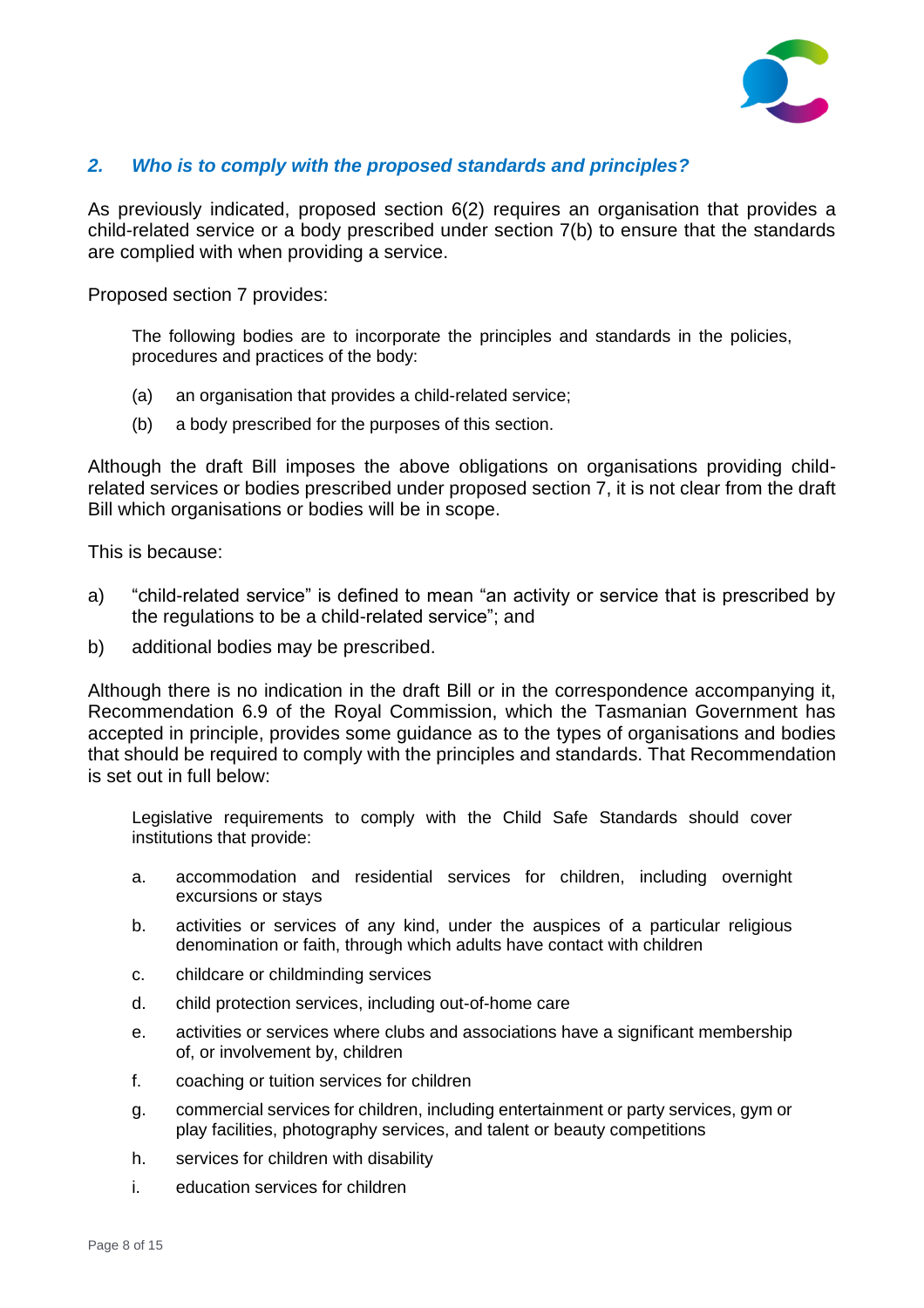## *2. Who is to comply with the proposed standards and principles?*

As previously indicated, proposed section 6(2) requires an organisation that provides a child-related service or a body prescribed under section 7(b) to ensure that the standards are complied with when providing a service.

Proposed section 7 provides:

> The following bodies are to incorporate the principles and standards in the policies, procedures and practices of the body:
>
> (a) an organisation that provides a child-related service;
>
> (b) a body prescribed for the purposes of this section.

Although the draft Bill imposes the above obligations on organisations providing child-related services or bodies prescribed under proposed section 7, it is not clear from the draft Bill which organisations or bodies will be in scope.

This is because:

a) "child-related service" is defined to mean "an activity or service that is prescribed by the regulations to be a child-related service"; and

b) additional bodies may be prescribed.

Although there is no indication in the draft Bill or in the correspondence accompanying it, Recommendation 6.9 of the Royal Commission, which the Tasmanian Government has accepted in principle, provides some guidance as to the types of organisations and bodies that should be required to comply with the principles and standards. That Recommendation is set out in full below:

> Legislative requirements to comply with the Child Safe Standards should cover institutions that provide:
>
> a. accommodation and residential services for children, including overnight excursions or stays
>
> b. activities or services of any kind, under the auspices of a particular religious denomination or faith, through which adults have contact with children
>
> c. childcare or childminding services
>
> d. child protection services, including out-of-home care
>
> e. activities or services where clubs and associations have a significant membership of, or involvement by, children
>
> f. coaching or tuition services for children
>
> g. commercial services for children, including entertainment or party services, gym or play facilities, photography services, and talent or beauty competitions
>
> h. services for children with disability
>
> i. education services for children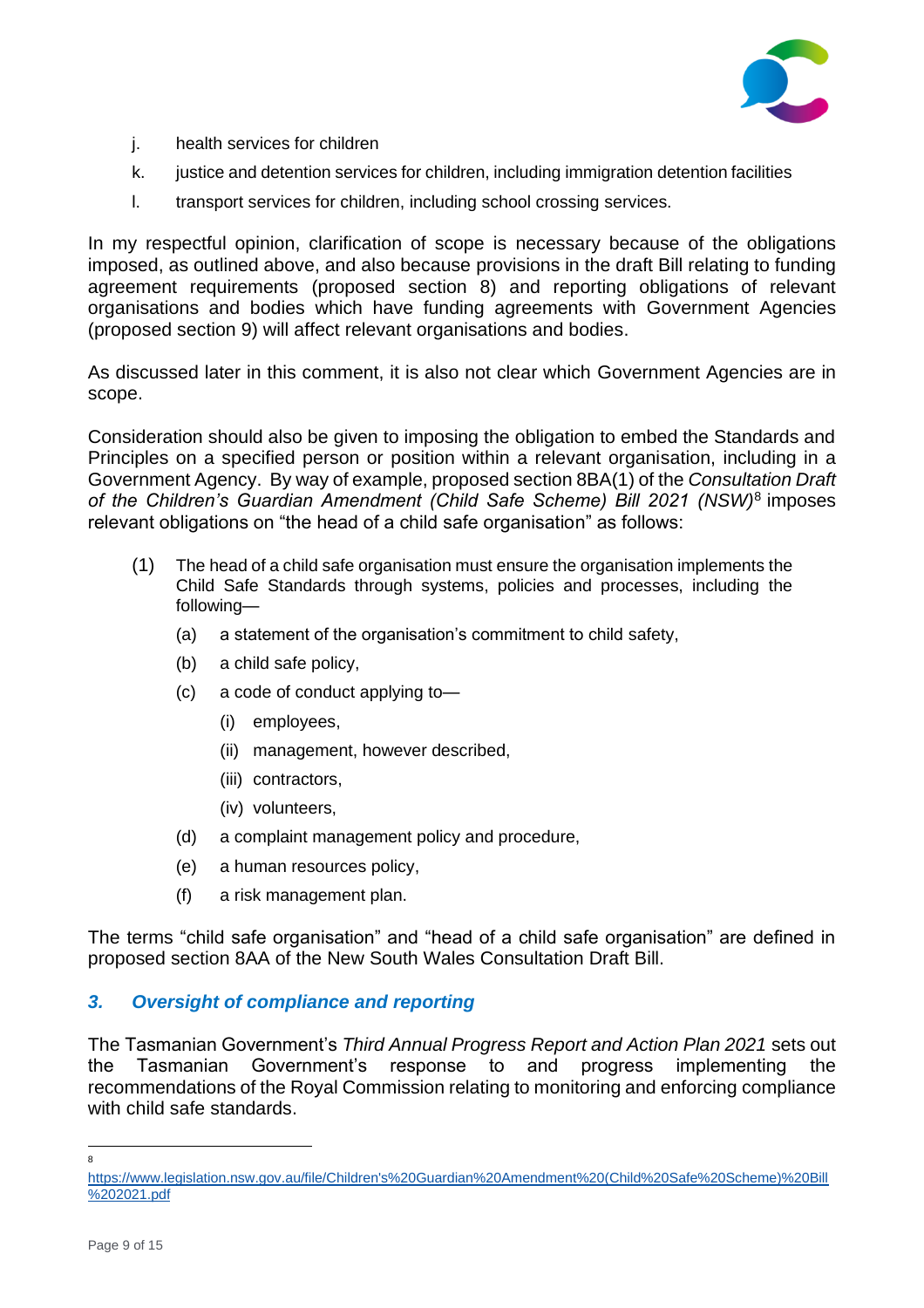j. health services for children

k. justice and detention services for children, including immigration detention facilities

l. transport services for children, including school crossing services.

In my respectful opinion, clarification of scope is necessary because of the obligations imposed, as outlined above, and also because provisions in the draft Bill relating to funding agreement requirements (proposed section 8) and reporting obligations of relevant organisations and bodies which have funding agreements with Government Agencies (proposed section 9) will affect relevant organisations and bodies.

As discussed later in this comment, it is also not clear which Government Agencies are in scope.

Consideration should also be given to imposing the obligation to embed the Standards and Principles on a specified person or position within a relevant organisation, including in a Government Agency. By way of example, proposed section 8BA(1) of the *Consultation Draft of the Children's Guardian Amendment (Child Safe Scheme) Bill 2021 (NSW)*[8] imposes relevant obligations on "the head of a child safe organisation" as follows:

> (1) The head of a child safe organisation must ensure the organisation implements the Child Safe Standards through systems, policies and processes, including the following—
>
> (a) a statement of the organisation's commitment to child safety,
>
> (b) a child safe policy,
>
> (c) a code of conduct applying to—
>
> (i) employees,
>
> (ii) management, however described,
>
> (iii) contractors,
>
> (iv) volunteers,
>
> (d) a complaint management policy and procedure,
>
> (e) a human resources policy,
>
> (f) a risk management plan.

The terms "child safe organisation" and "head of a child safe organisation" are defined in proposed section 8AA of the New South Wales Consultation Draft Bill.

### *3. Oversight of compliance and reporting*

The Tasmanian Government's *Third Annual Progress Report and Action Plan 2021* sets out the Tasmanian Government's response to and progress implementing the recommendations of the Royal Commission relating to monitoring and enforcing compliance with child safe standards.

---

[8] https://www.legislation.nsw.gov.au/file/Children's%20Guardian%20Amendment%20(Child%20Safe%20Scheme)%20Bill%202021.pdf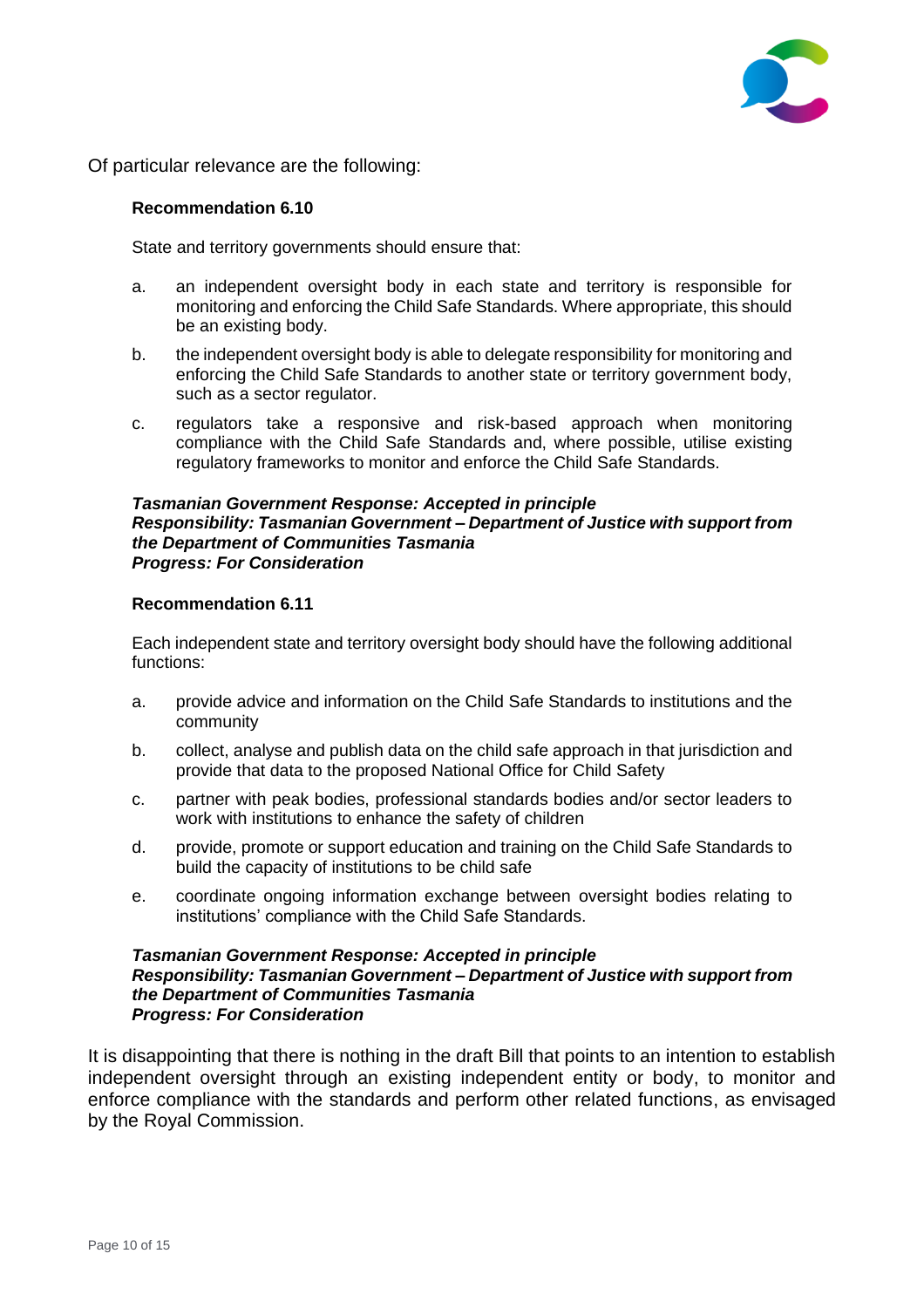Of particular relevance are the following:

**Recommendation 6.10**

State and territory governments should ensure that:

a. an independent oversight body in each state and territory is responsible for monitoring and enforcing the Child Safe Standards. Where appropriate, this should be an existing body.

b. the independent oversight body is able to delegate responsibility for monitoring and enforcing the Child Safe Standards to another state or territory government body, such as a sector regulator.

c. regulators take a responsive and risk-based approach when monitoring compliance with the Child Safe Standards and, where possible, utilise existing regulatory frameworks to monitor and enforce the Child Safe Standards.

***Tasmanian Government Response: Accepted in principle***
***Responsibility: Tasmanian Government – Department of Justice with support from the Department of Communities Tasmania***
***Progress: For Consideration***

**Recommendation 6.11**

Each independent state and territory oversight body should have the following additional functions:

a. provide advice and information on the Child Safe Standards to institutions and the community

b. collect, analyse and publish data on the child safe approach in that jurisdiction and provide that data to the proposed National Office for Child Safety

c. partner with peak bodies, professional standards bodies and/or sector leaders to work with institutions to enhance the safety of children

d. provide, promote or support education and training on the Child Safe Standards to build the capacity of institutions to be child safe

e. coordinate ongoing information exchange between oversight bodies relating to institutions' compliance with the Child Safe Standards.

***Tasmanian Government Response: Accepted in principle***
***Responsibility: Tasmanian Government – Department of Justice with support from the Department of Communities Tasmania***
***Progress: For Consideration***

It is disappointing that there is nothing in the draft Bill that points to an intention to establish independent oversight through an existing independent entity or body, to monitor and enforce compliance with the standards and perform other related functions, as envisaged by the Royal Commission.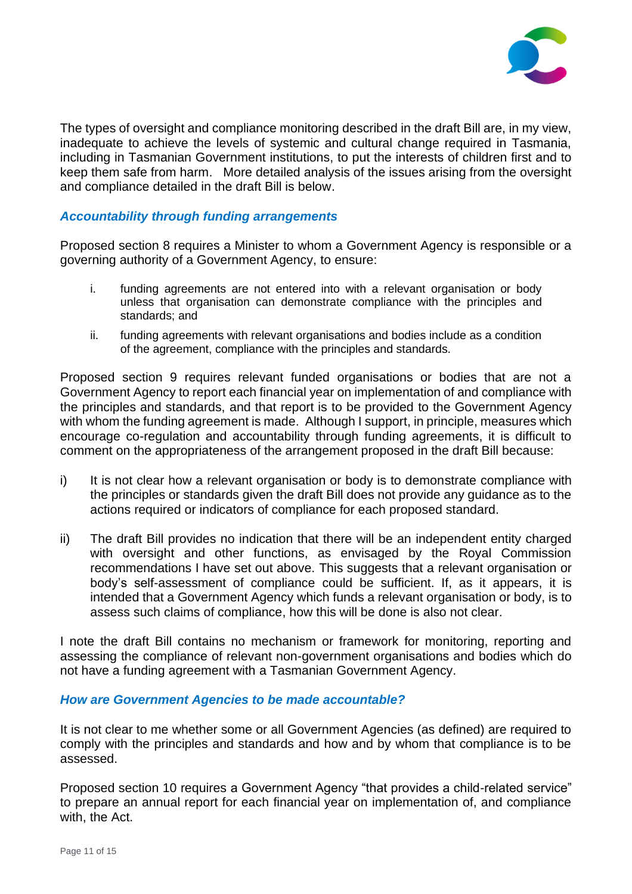The types of oversight and compliance monitoring described in the draft Bill are, in my view, inadequate to achieve the levels of systemic and cultural change required in Tasmania, including in Tasmanian Government institutions, to put the interests of children first and to keep them safe from harm. More detailed analysis of the issues arising from the oversight and compliance detailed in the draft Bill is below.

### *Accountability through funding arrangements*

Proposed section 8 requires a Minister to whom a Government Agency is responsible or a governing authority of a Government Agency, to ensure:

i. funding agreements are not entered into with a relevant organisation or body unless that organisation can demonstrate compliance with the principles and standards; and

ii. funding agreements with relevant organisations and bodies include as a condition of the agreement, compliance with the principles and standards.

Proposed section 9 requires relevant funded organisations or bodies that are not a Government Agency to report each financial year on implementation of and compliance with the principles and standards, and that report is to be provided to the Government Agency with whom the funding agreement is made. Although I support, in principle, measures which encourage co-regulation and accountability through funding agreements, it is difficult to comment on the appropriateness of the arrangement proposed in the draft Bill because:

i) It is not clear how a relevant organisation or body is to demonstrate compliance with the principles or standards given the draft Bill does not provide any guidance as to the actions required or indicators of compliance for each proposed standard.

ii) The draft Bill provides no indication that there will be an independent entity charged with oversight and other functions, as envisaged by the Royal Commission recommendations I have set out above. This suggests that a relevant organisation or body's self-assessment of compliance could be sufficient. If, as it appears, it is intended that a Government Agency which funds a relevant organisation or body, is to assess such claims of compliance, how this will be done is also not clear.

I note the draft Bill contains no mechanism or framework for monitoring, reporting and assessing the compliance of relevant non-government organisations and bodies which do not have a funding agreement with a Tasmanian Government Agency.

### *How are Government Agencies to be made accountable?*

It is not clear to me whether some or all Government Agencies (as defined) are required to comply with the principles and standards and how and by whom that compliance is to be assessed.

Proposed section 10 requires a Government Agency "that provides a child-related service" to prepare an annual report for each financial year on implementation of, and compliance with, the Act.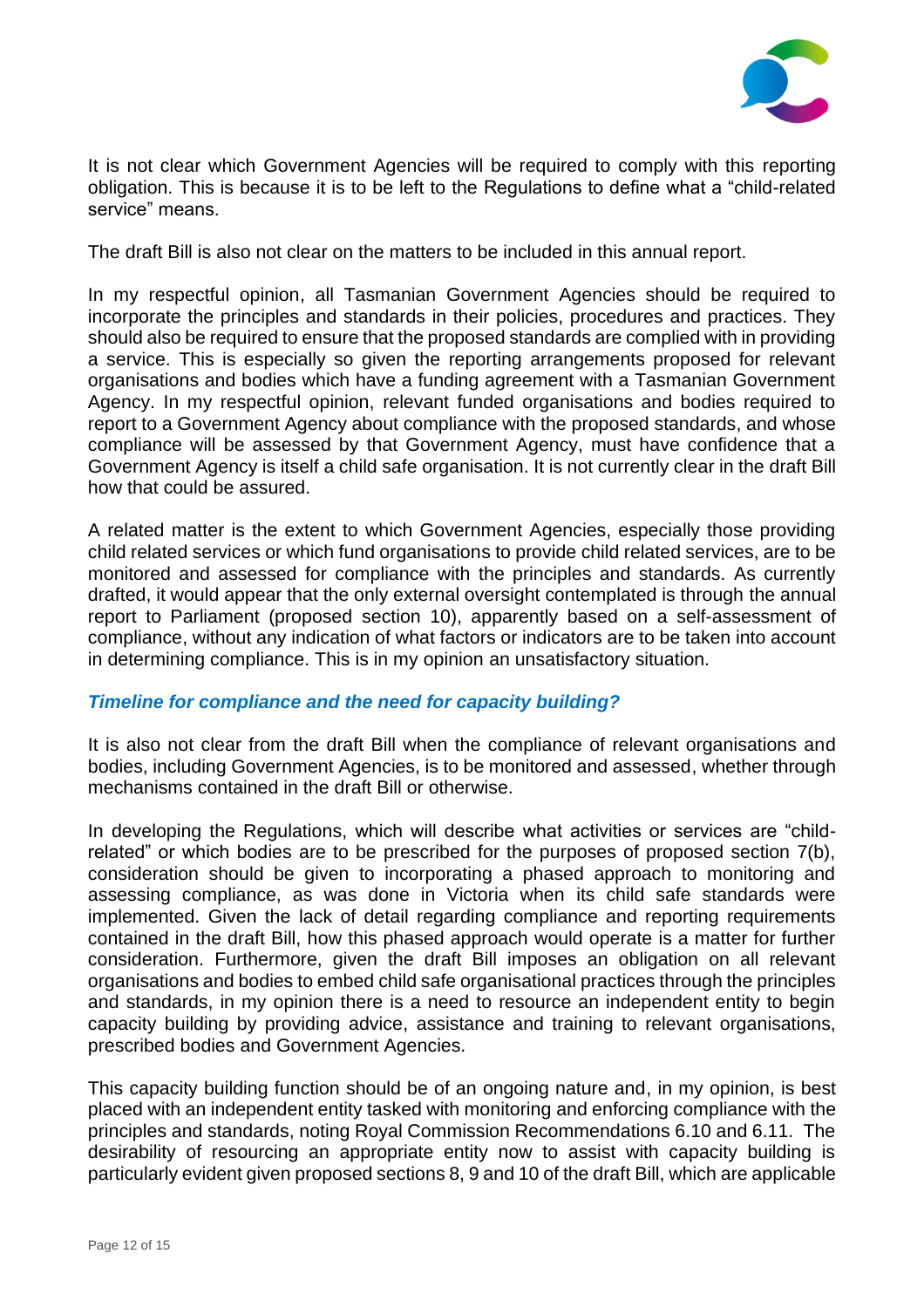It is not clear which Government Agencies will be required to comply with this reporting obligation. This is because it is to be left to the Regulations to define what a “child-related service” means.

The draft Bill is also not clear on the matters to be included in this annual report.

In my respectful opinion, all Tasmanian Government Agencies should be required to incorporate the principles and standards in their policies, procedures and practices. They should also be required to ensure that the proposed standards are complied with in providing a service. This is especially so given the reporting arrangements proposed for relevant organisations and bodies which have a funding agreement with a Tasmanian Government Agency. In my respectful opinion, relevant funded organisations and bodies required to report to a Government Agency about compliance with the proposed standards, and whose compliance will be assessed by that Government Agency, must have confidence that a Government Agency is itself a child safe organisation. It is not currently clear in the draft Bill how that could be assured.

A related matter is the extent to which Government Agencies, especially those providing child related services or which fund organisations to provide child related services, are to be monitored and assessed for compliance with the principles and standards. As currently drafted, it would appear that the only external oversight contemplated is through the annual report to Parliament (proposed section 10), apparently based on a self-assessment of compliance, without any indication of what factors or indicators are to be taken into account in determining compliance. This is in my opinion an unsatisfactory situation.

### *Timeline for compliance and the need for capacity building?*

It is also not clear from the draft Bill when the compliance of relevant organisations and bodies, including Government Agencies, is to be monitored and assessed, whether through mechanisms contained in the draft Bill or otherwise.

In developing the Regulations, which will describe what activities or services are “child-related” or which bodies are to be prescribed for the purposes of proposed section 7(b), consideration should be given to incorporating a phased approach to monitoring and assessing compliance, as was done in Victoria when its child safe standards were implemented. Given the lack of detail regarding compliance and reporting requirements contained in the draft Bill, how this phased approach would operate is a matter for further consideration. Furthermore, given the draft Bill imposes an obligation on all relevant organisations and bodies to embed child safe organisational practices through the principles and standards, in my opinion there is a need to resource an independent entity to begin capacity building by providing advice, assistance and training to relevant organisations, prescribed bodies and Government Agencies.

This capacity building function should be of an ongoing nature and, in my opinion, is best placed with an independent entity tasked with monitoring and enforcing compliance with the principles and standards, noting Royal Commission Recommendations 6.10 and 6.11. The desirability of resourcing an appropriate entity now to assist with capacity building is particularly evident given proposed sections 8, 9 and 10 of the draft Bill, which are applicable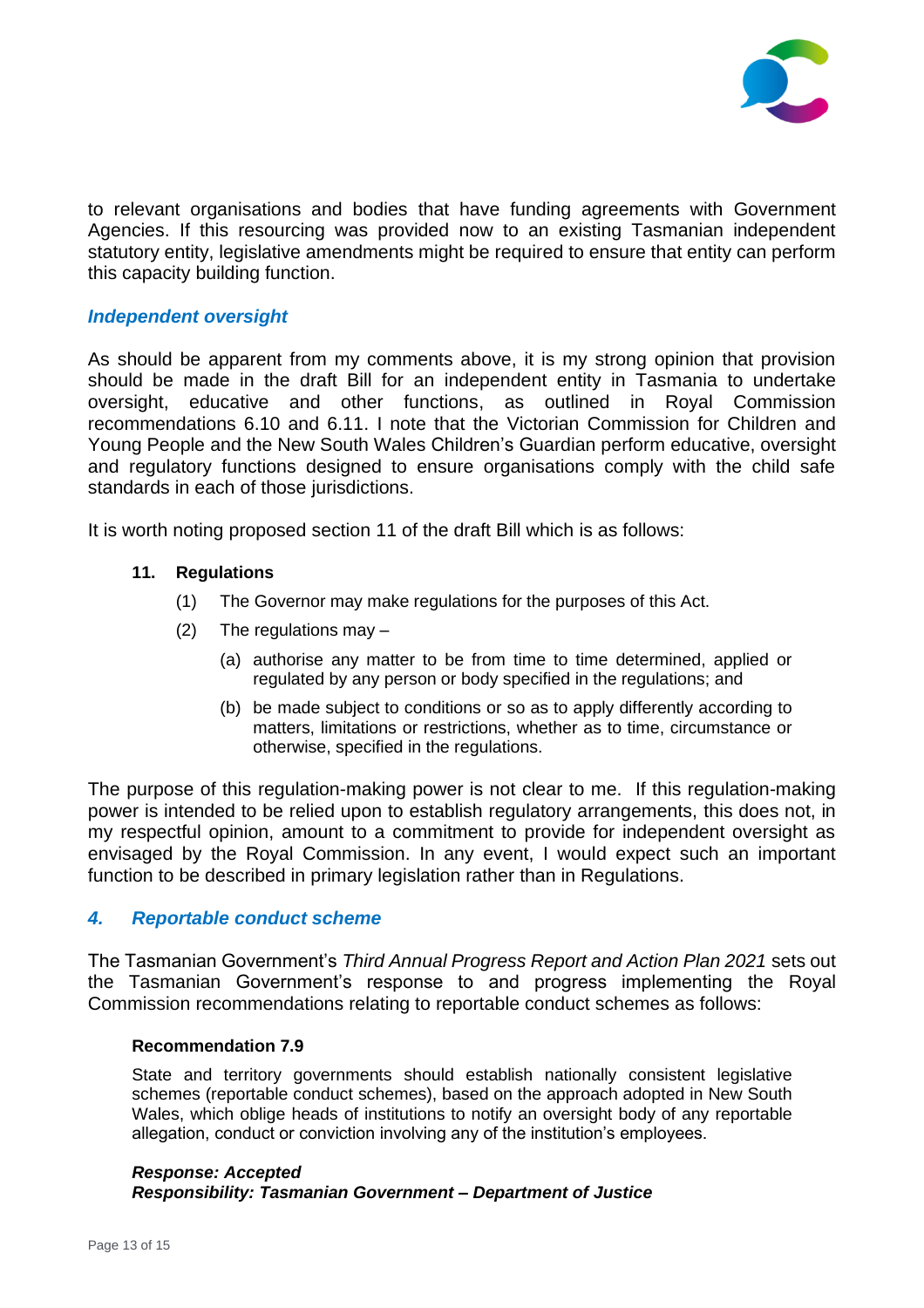to relevant organisations and bodies that have funding agreements with Government Agencies. If this resourcing was provided now to an existing Tasmanian independent statutory entity, legislative amendments might be required to ensure that entity can perform this capacity building function.

### *Independent oversight*

As should be apparent from my comments above, it is my strong opinion that provision should be made in the draft Bill for an independent entity in Tasmania to undertake oversight, educative and other functions, as outlined in Royal Commission recommendations 6.10 and 6.11. I note that the Victorian Commission for Children and Young People and the New South Wales Children's Guardian perform educative, oversight and regulatory functions designed to ensure organisations comply with the child safe standards in each of those jurisdictions.

It is worth noting proposed section 11 of the draft Bill which is as follows:

> **11. Regulations**
>
> (1) The Governor may make regulations for the purposes of this Act.
>
> (2) The regulations may –
>
> (a) authorise any matter to be from time to time determined, applied or regulated by any person or body specified in the regulations; and
>
> (b) be made subject to conditions or so as to apply differently according to matters, limitations or restrictions, whether as to time, circumstance or otherwise, specified in the regulations.

The purpose of this regulation-making power is not clear to me. If this regulation-making power is intended to be relied upon to establish regulatory arrangements, this does not, in my respectful opinion, amount to a commitment to provide for independent oversight as envisaged by the Royal Commission. In any event, I would expect such an important function to be described in primary legislation rather than in Regulations.

## *4. Reportable conduct scheme*

The Tasmanian Government's *Third Annual Progress Report and Action Plan 2021* sets out the Tasmanian Government's response to and progress implementing the Royal Commission recommendations relating to reportable conduct schemes as follows:

> **Recommendation 7.9**
>
> State and territory governments should establish nationally consistent legislative schemes (reportable conduct schemes), based on the approach adopted in New South Wales, which oblige heads of institutions to notify an oversight body of any reportable allegation, conduct or conviction involving any of the institution's employees.
>
> ***Response: Accepted***
> ***Responsibility: Tasmanian Government – Department of Justice***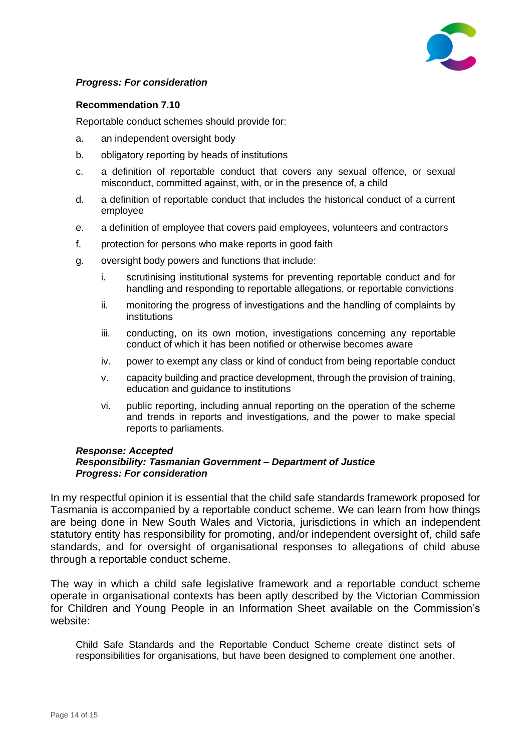***Progress: For consideration***

**Recommendation 7.10**

Reportable conduct schemes should provide for:

a. an independent oversight body

b. obligatory reporting by heads of institutions

c. a definition of reportable conduct that covers any sexual offence, or sexual misconduct, committed against, with, or in the presence of, a child

d. a definition of reportable conduct that includes the historical conduct of a current employee

e. a definition of employee that covers paid employees, volunteers and contractors

f. protection for persons who make reports in good faith

g. oversight body powers and functions that include:

   i. scrutinising institutional systems for preventing reportable conduct and for handling and responding to reportable allegations, or reportable convictions

   ii. monitoring the progress of investigations and the handling of complaints by institutions

   iii. conducting, on its own motion, investigations concerning any reportable conduct of which it has been notified or otherwise becomes aware

   iv. power to exempt any class or kind of conduct from being reportable conduct

   v. capacity building and practice development, through the provision of training, education and guidance to institutions

   vi. public reporting, including annual reporting on the operation of the scheme and trends in reports and investigations, and the power to make special reports to parliaments.

***Response: Accepted***
***Responsibility: Tasmanian Government – Department of Justice***
***Progress: For consideration***

In my respectful opinion it is essential that the child safe standards framework proposed for Tasmania is accompanied by a reportable conduct scheme. We can learn from how things are being done in New South Wales and Victoria, jurisdictions in which an independent statutory entity has responsibility for promoting, and/or independent oversight of, child safe standards, and for oversight of organisational responses to allegations of child abuse through a reportable conduct scheme.

The way in which a child safe legislative framework and a reportable conduct scheme operate in organisational contexts has been aptly described by the Victorian Commission for Children and Young People in an Information Sheet available on the Commission's website:

> Child Safe Standards and the Reportable Conduct Scheme create distinct sets of responsibilities for organisations, but have been designed to complement one another.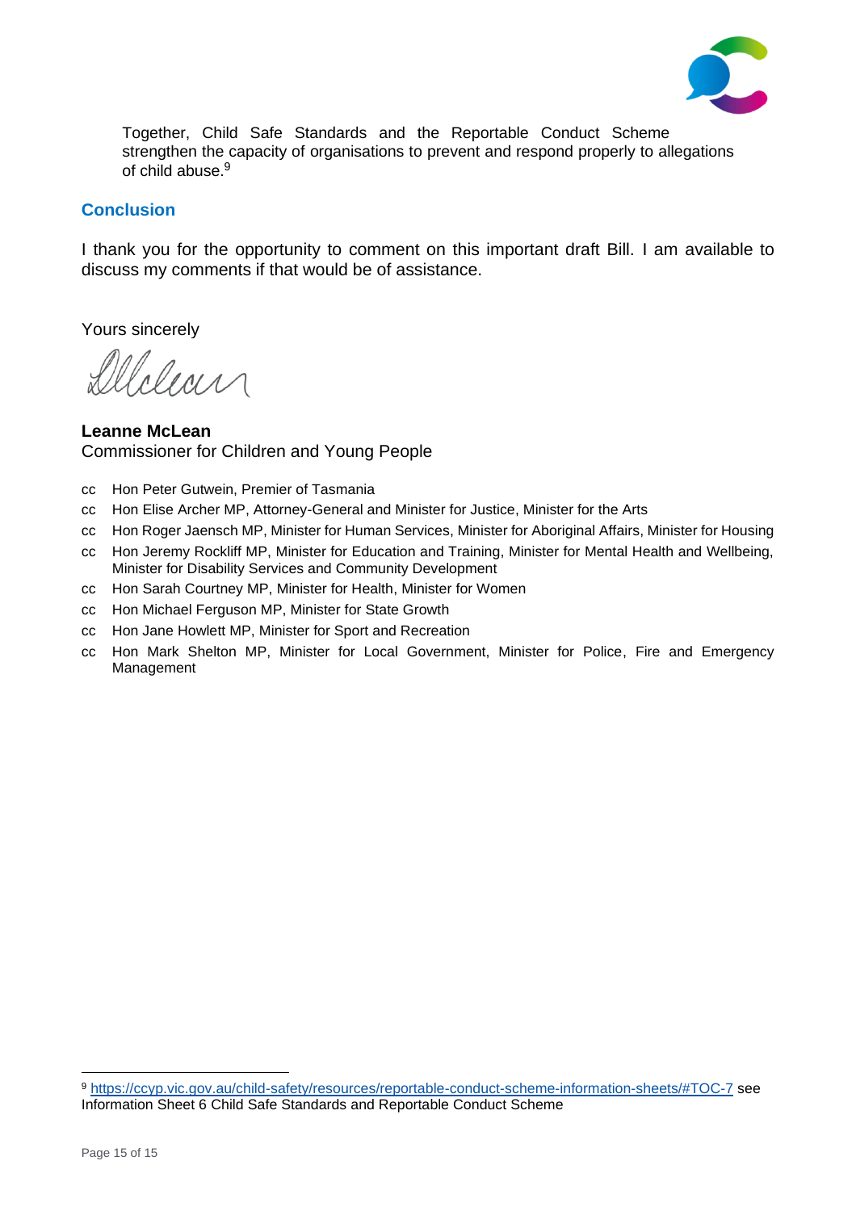> Together, Child Safe Standards and the Reportable Conduct Scheme strengthen the capacity of organisations to prevent and respond properly to allegations of child abuse.[9]

## Conclusion

I thank you for the opportunity to comment on this important draft Bill. I am available to discuss my comments if that would be of assistance.

Yours sincerely

**Leanne McLean**
Commissioner for Children and Young People

cc Hon Peter Gutwein, Premier of Tasmania
cc Hon Elise Archer MP, Attorney-General and Minister for Justice, Minister for the Arts
cc Hon Roger Jaensch MP, Minister for Human Services, Minister for Aboriginal Affairs, Minister for Housing
cc Hon Jeremy Rockliff MP, Minister for Education and Training, Minister for Mental Health and Wellbeing, Minister for Disability Services and Community Development
cc Hon Sarah Courtney MP, Minister for Health, Minister for Women
cc Hon Michael Ferguson MP, Minister for State Growth
cc Hon Jane Howlett MP, Minister for Sport and Recreation
cc Hon Mark Shelton MP, Minister for Local Government, Minister for Police, Fire and Emergency Management

---

[9] https://ccyp.vic.gov.au/child-safety/resources/reportable-conduct-scheme-information-sheets/#TOC-7 see Information Sheet 6 Child Safe Standards and Reportable Conduct Scheme